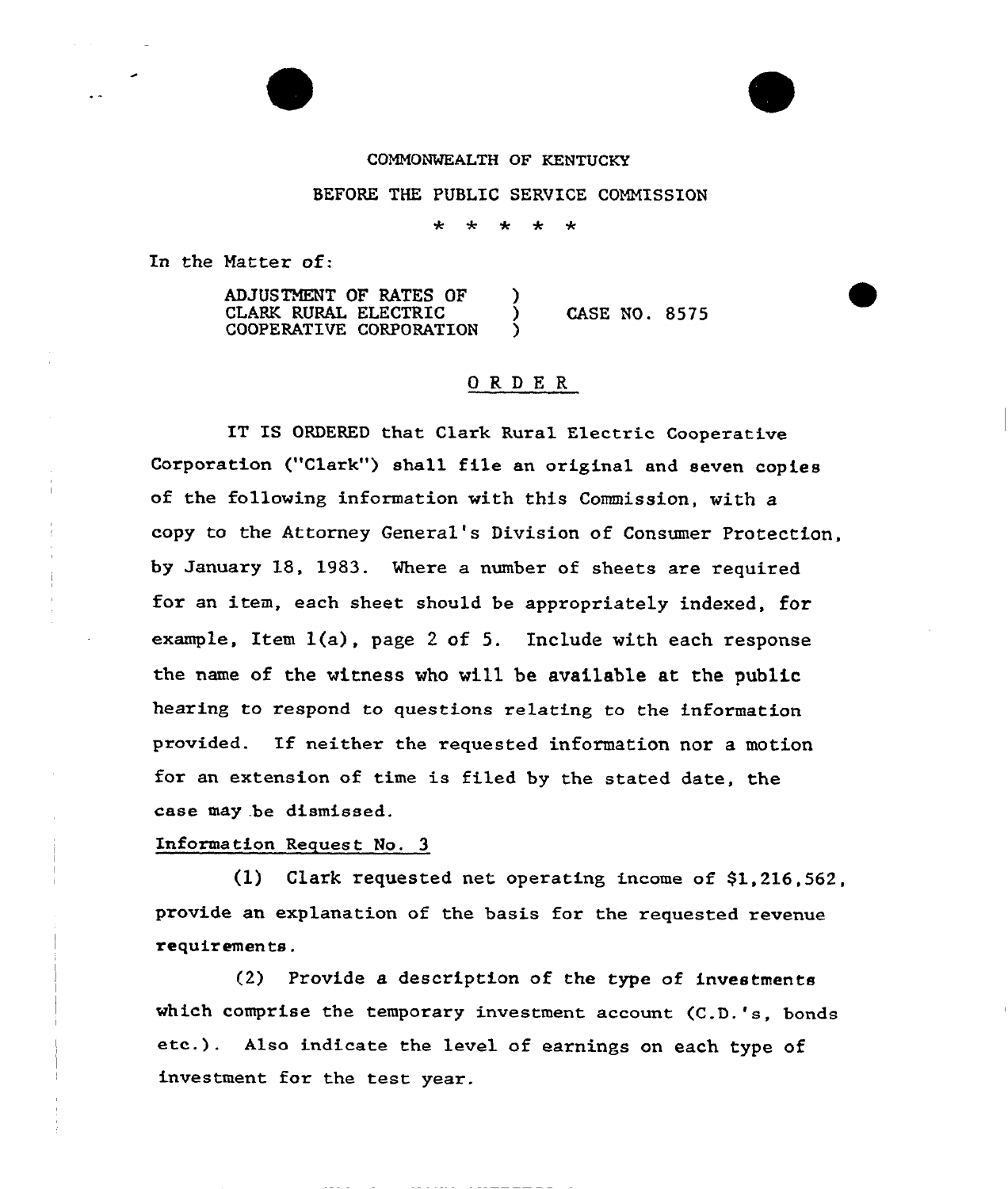COMMONWEALTH OF KENTUCKY

BEFORE THE PUBLIC SERVICE COMMISSION

\* \* \* \* \*

In the Matter of:

ADJUSTMENT OF RATES OF CLARK RURAL ELECTRIC COOPERATIVE CORPORATION ) CASE NO. 8575

## O R D E R

IT IS ORDERED that Clark Rural Electric Cooperative Corporation ("Clark") shall file an original and seven copies of the following information with this Commission, with a copy to the Attorney General's Division of Consumer Protection, by January 18, 1983. Where a number of sheets are required for an item, each sheet should be appropriately indexed, for example, Item 1(a), page 2 of 5. Include with each response the name of the witness who will be available at the public hearing to respond to questions relating to the information provided. If neither the requested information nor a motion for an extension of time is filed by the stated date, the case may be dismissed.

Information Request No. 3

(1) Clark requested net operating income of $1,216,562, provide an explanation of the basis for the requested revenue requirements.

(2) Provide a description of the type of investments which comprise the temporary investment account (C.D.'s, bonds etc.). Also indicate the level of earnings on each type of investment for the test year.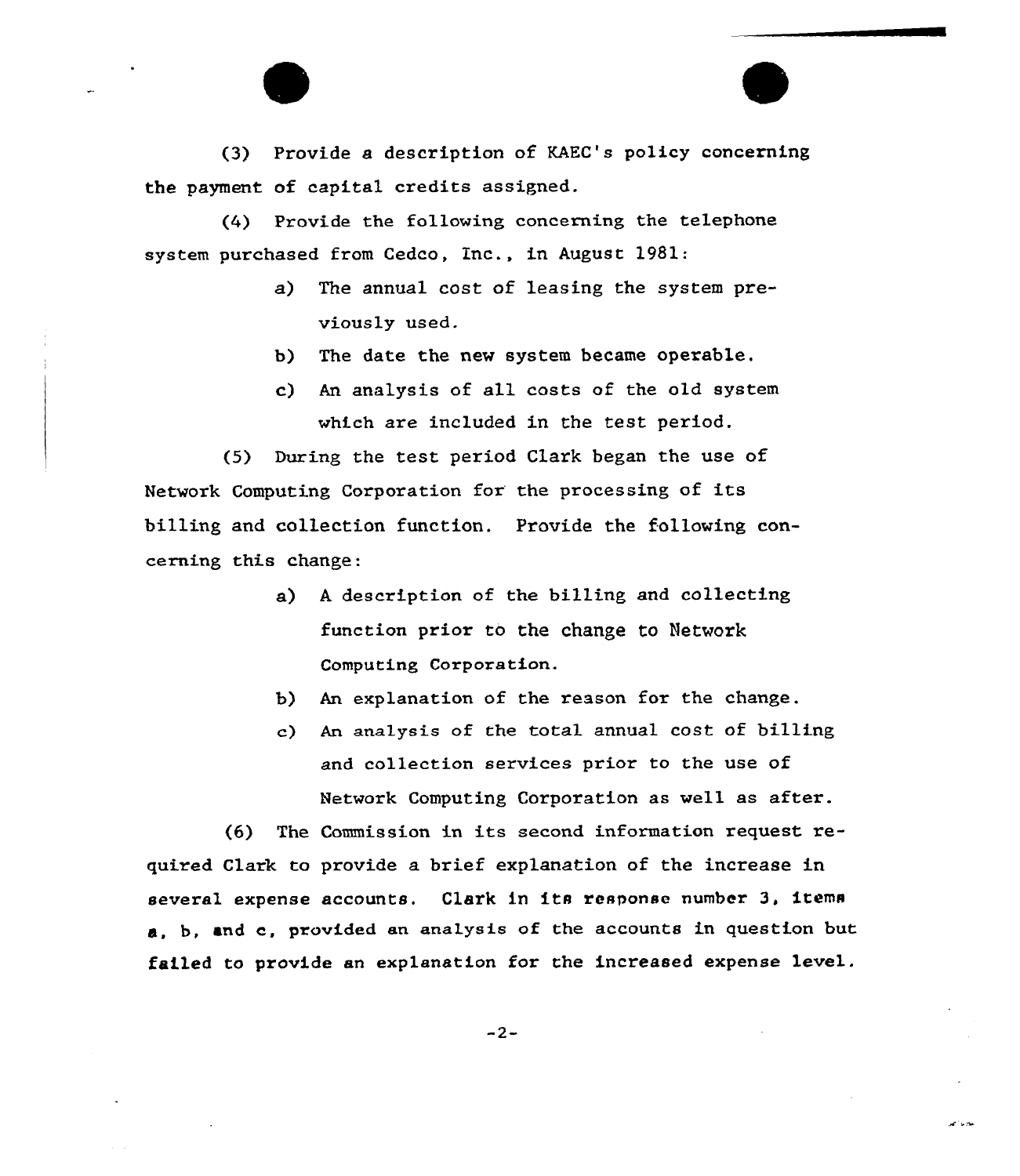(3) Provide a description of KAEC's policy concerning the payment of capital credits assigned.

(4) Provide the following concerning the telephone system purchased from Cedco, Inc., in August 1981:

a) The annual cost of leasing the system previously used.

b) The date the new system became operable.

c) An analysis of all costs of the old system which are included in the test period.

(5) During the test period Clark began the use of Network Computing Corporation for the processing of its billing and collection function. Provide the following concerning this change:

a) A description of the billing and collecting function prior to the change to Network Computing Corporation.

b) An explanation of the reason for the change.

c) An analysis of the total annual cost of billing and collection services prior to the use of Network Computing Corporation as well as after.

(6) The Commission in its second information request required Clark to provide a brief explanation of the increase in several expense accounts. Clark in its response number 3, items a, b, and c, provided an analysis of the accounts in question but failed to provide an explanation for the increased expense level.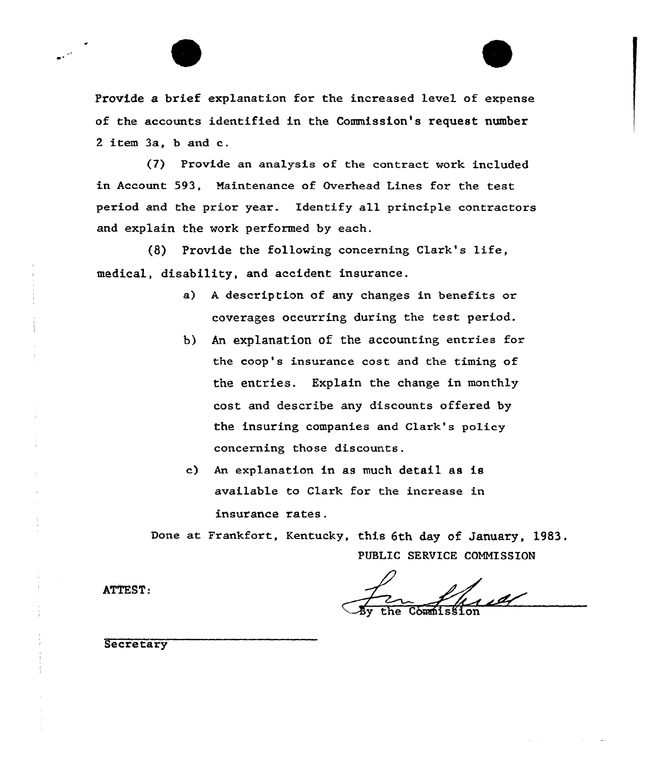Provide a brief explanation for the increased level of expense of the accounts identified in the Commission's request number 2 item 3a, b and c.

(7) Provide an analysis of the contract work included in Account 593, Maintenance of Overhead Lines for the test period and the prior year. Identify all principle contractors and explain the work performed by each.

(8) Provide the following concerning Clark's life, medical, disability, and accident insurance.

a) A description of any changes in benefits or coverages occurring during the test period.

b) An explanation of the accounting entries for the coop's insurance cost and the timing of the entries. Explain the change in monthly cost and describe any discounts offered by the insuring companies and Clark's policy concerning those discounts.

c) An explanation in as much detail as is available to Clark for the increase in insurance rates.

Done at Frankfort, Kentucky, this 6th day of January, 1983.

PUBLIC SERVICE COMMISSION

By the Commission

ATTEST:

Secretary